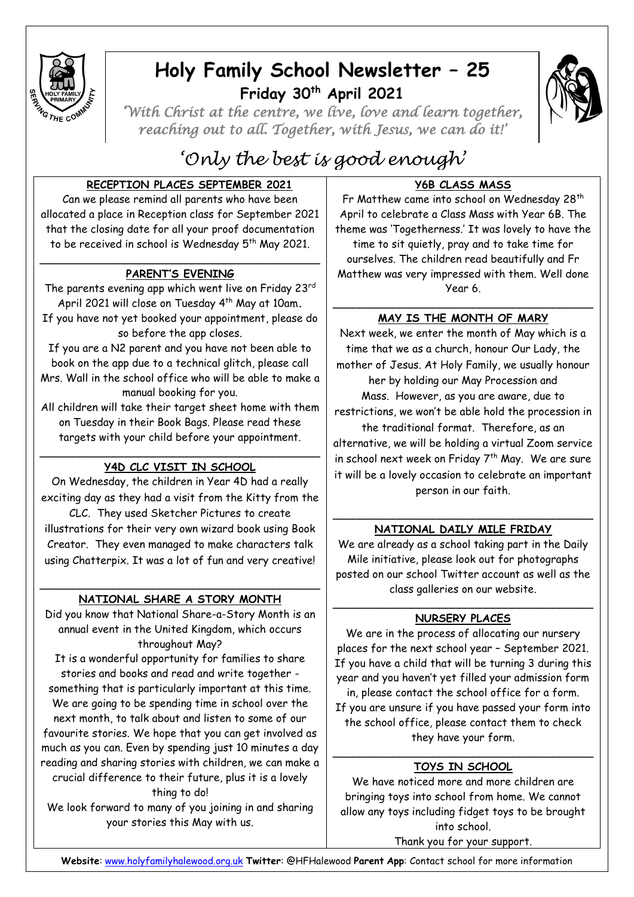# Holy Family School Newsletter – 25

## Friday 30th April 2021

*'With Christ at the centre, we live, love and learn together, reaching out to all. Together, with Jesus, we can do it!'*

## *'Only the best is good enough'*

### RECEPTION PLACES SEPTEMBER 2021

Can we please remind all parents who have been allocated a place in Reception class for September 2021 that the closing date for all your proof documentation to be received in school is Wednesday 5th May 2021.

### PARENT'S EVENING

The parents evening app which went live on Friday 23rd April 2021 will close on Tuesday 4th May at 10am.

If you have not yet booked your appointment, please do so before the app closes.

If you are a N2 parent and you have not been able to book on the app due to a technical glitch, please call Mrs. Wall in the school office who will be able to make a manual booking for you.

All children will take their target sheet home with them on Tuesday in their Book Bags. Please read these targets with your child before your appointment.

### Y4D CLC VISIT IN SCHOOL

On Wednesday, the children in Year 4D had a really exciting day as they had a visit from the Kitty from the CLC. They used Sketcher Pictures to create illustrations for their very own wizard book using Book Creator. They even managed to make characters talk using Chatterpix. It was a lot of fun and very creative!

### NATIONAL SHARE A STORY MONTH

Did you know that National Share-a-Story Month is an annual event in the United Kingdom, which occurs throughout May?

It is a wonderful opportunity for families to share stories and books and read and write together - something that is particularly important at this time. We are going to be spending time in school over the next month, to talk about and listen to some of our favourite stories. We hope that you can get involved as much as you can. Even by spending just 10 minutes a day reading and sharing stories with children, we can make a crucial difference to their future, plus it is a lovely thing to do!

We look forward to many of you joining in and sharing your stories this May with us.

### Y6B CLASS MASS

Fr Matthew came into school on Wednesday 28th April to celebrate a Class Mass with Year 6B. The theme was 'Togetherness.' It was lovely to have the time to sit quietly, pray and to take time for ourselves. The children read beautifully and Fr Matthew was very impressed with them. Well done Year 6.

### MAY IS THE MONTH OF MARY

Next week, we enter the month of May which is a time that we as a church, honour Our Lady, the mother of Jesus. At Holy Family, we usually honour her by holding our May Procession and Mass. However, as you are aware, due to restrictions, we won't be able hold the procession in the traditional format. Therefore, as an alternative, we will be holding a virtual Zoom service in school next week on Friday 7th May. We are sure it will be a lovely occasion to celebrate an important person in our faith.

### NATIONAL DAILY MILE FRIDAY

We are already as a school taking part in the Daily Mile initiative, please look out for photographs posted on our school Twitter account as well as the class galleries on our website.

### NURSERY PLACES

We are in the process of allocating our nursery places for the next school year – September 2021. If you have a child that will be turning 3 during this year and you haven't yet filled your admission form in, please contact the school office for a form. If you are unsure if you have passed your form into the school office, please contact them to check they have your form.

### TOYS IN SCHOOL

We have noticed more and more children are bringing toys into school from home. We cannot allow any toys including fidget toys to be brought into school.

Thank you for your support.

**Website**: www.holyfamilyhalewood.org.uk **Twitter**: @HFHalewood **Parent App**: Contact school for more information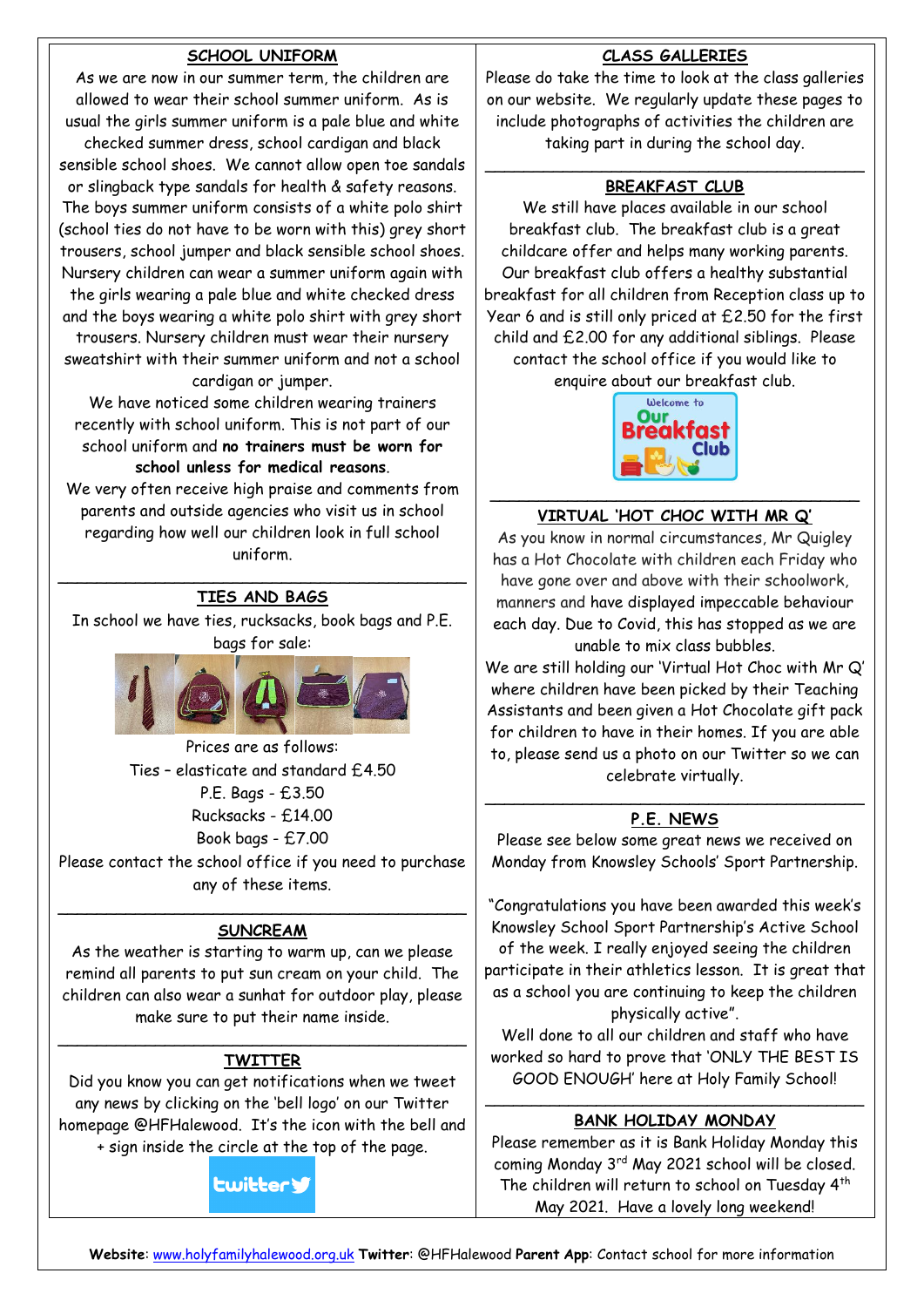## SCHOOL UNIFORM

As we are now in our summer term, the children are allowed to wear their school summer uniform. As is usual the girls summer uniform is a pale blue and white checked summer dress, school cardigan and black sensible school shoes. We cannot allow open toe sandals or slingback type sandals for health & safety reasons. The boys summer uniform consists of a white polo shirt (school ties do not have to be worn with this) grey short trousers, school jumper and black sensible school shoes. Nursery children can wear a summer uniform again with the girls wearing a pale blue and white checked dress and the boys wearing a white polo shirt with grey short trousers. Nursery children must wear their nursery sweatshirt with their summer uniform and not a school cardigan or jumper.

We have noticed some children wearing trainers recently with school uniform. This is not part of our school uniform and **no trainers must be worn for school unless for medical reasons**.

We very often receive high praise and comments from parents and outside agencies who visit us in school regarding how well our children look in full school uniform.

## TIES AND BAGS

In school we have ties, rucksacks, book bags and P.E. bags for sale:

Prices are as follows:

Ties – elasticate and standard £4.50
P.E. Bags - £3.50
Rucksacks - £14.00
Book bags - £7.00

Please contact the school office if you need to purchase any of these items.

## SUNCREAM

As the weather is starting to warm up, can we please remind all parents to put sun cream on your child. The children can also wear a sunhat for outdoor play, please make sure to put their name inside.

## TWITTER

Did you know you can get notifications when we tweet any news by clicking on the 'bell logo' on our Twitter homepage @HFHalewood. It's the icon with the bell and + sign inside the circle at the top of the page.

## CLASS GALLERIES

Please do take the time to look at the class galleries on our website. We regularly update these pages to include photographs of activities the children are taking part in during the school day.

## BREAKFAST CLUB

We still have places available in our school breakfast club. The breakfast club is a great childcare offer and helps many working parents. Our breakfast club offers a healthy substantial breakfast for all children from Reception class up to Year 6 and is still only priced at £2.50 for the first child and £2.00 for any additional siblings. Please contact the school office if you would like to enquire about our breakfast club.

## VIRTUAL 'HOT CHOC WITH MR Q'

As you know in normal circumstances, Mr Quigley has a Hot Chocolate with children each Friday who have gone over and above with their schoolwork, manners and have displayed impeccable behaviour each day. Due to Covid, this has stopped as we are unable to mix class bubbles.

We are still holding our 'Virtual Hot Choc with Mr Q' where children have been picked by their Teaching Assistants and been given a Hot Chocolate gift pack for children to have in their homes. If you are able to, please send us a photo on our Twitter so we can celebrate virtually.

## P.E. NEWS

Please see below some great news we received on Monday from Knowsley Schools' Sport Partnership.

"Congratulations you have been awarded this week's Knowsley School Sport Partnership's Active School of the week. I really enjoyed seeing the children participate in their athletics lesson. It is great that as a school you are continuing to keep the children physically active".

Well done to all our children and staff who have worked so hard to prove that 'ONLY THE BEST IS GOOD ENOUGH' here at Holy Family School!

## BANK HOLIDAY MONDAY

Please remember as it is Bank Holiday Monday this coming Monday 3rd May 2021 school will be closed. The children will return to school on Tuesday 4th May 2021. Have a lovely long weekend!

**Website**: www.holyfamilyhalewood.org.uk **Twitter**: @HFHalewood **Parent App**: Contact school for more information